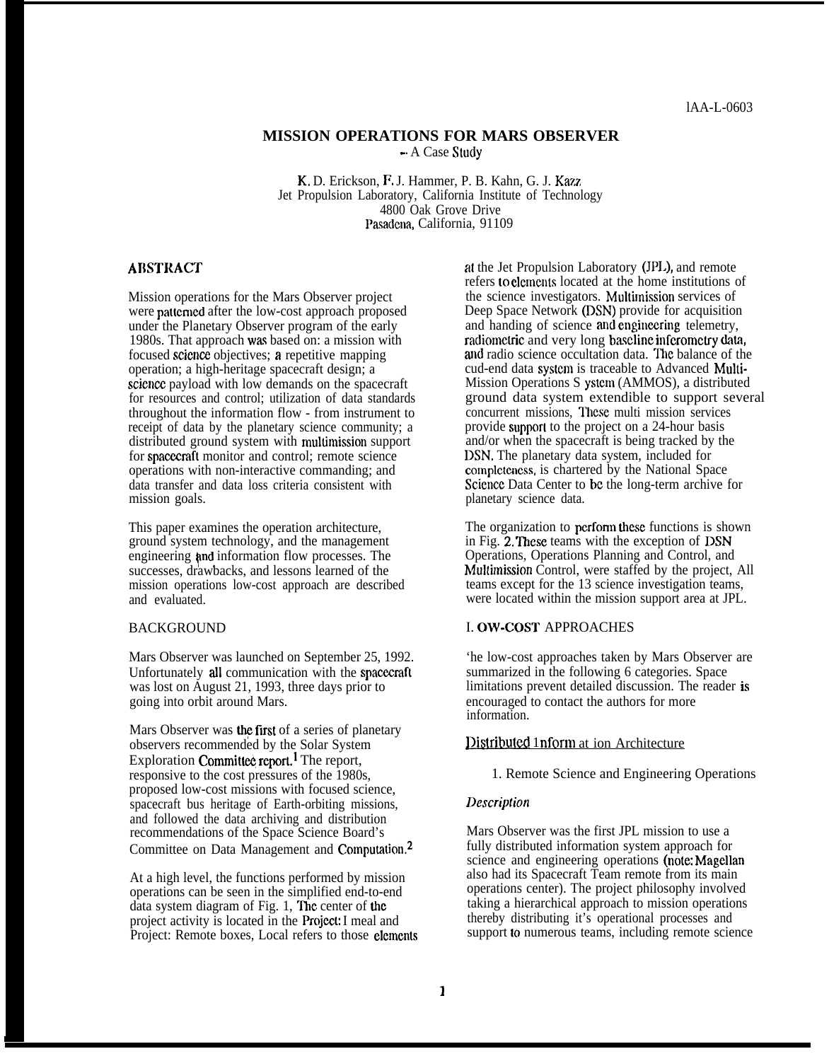lAA-L-0603

# MISSION OPERATIONS FOR MARS OBSERVER
-- A Case Study

K. D. Erickson, F. J. Hammer, P. B. Kahn, G. J. Kazz
Jet Propulsion Laboratory, California Institute of Technology
4800 Oak Grove Drive
Pasadena, California, 91109

## ABSTRACT

Mission operations for the Mars Observer project were patterned after the low-cost approach proposed under the Planetary Observer program of the early 1980s. That approach was based on: a mission with focused science objectives; a repetitive mapping operation; a high-heritage spacecraft design; a science payload with low demands on the spacecraft for resources and control; utilization of data standards throughout the information flow - from instrument to receipt of data by the planetary science community; a distributed ground system with multimission support for spacecraft monitor and control; remote science operations with non-interactive commanding; and data transfer and data loss criteria consistent with mission goals.

This paper examines the operation architecture, ground system technology, and the management engineering and information flow processes. The successes, drawbacks, and lessons learned of the mission operations low-cost approach are described and evaluated.

## BACKGROUND

Mars Observer was launched on September 25, 1992. Unfortunately all communication with the spacecraft was lost on August 21, 1993, three days prior to going into orbit around Mars.

Mars Observer was the first of a series of planetary observers recommended by the Solar System Exploration Committee report.[1] The report, responsive to the cost pressures of the 1980s, proposed low-cost missions with focused science, spacecraft bus heritage of Earth-orbiting missions, and followed the data archiving and distribution recommendations of the Space Science Board's Committee on Data Management and Computation.[2]

At a high level, the functions performed by mission operations can be seen in the simplified end-to-end data system diagram of Fig. 1, The center of the project activity is located in the Project: I meal and Project: Remote boxes, Local refers to those elements at the Jet Propulsion Laboratory (JPL), and remote refers to elements located at the home institutions of the science investigators. Multimission services of Deep Space Network (DSN) provide for acquisition and handing of science and engineering telemetry, radiometric and very long baseline inferometry data, and radio science occultation data. The balance of the cud-end data system is traceable to Advanced Multi-Mission Operations S ystem (AMMOS), a distributed ground data system extendible to support several concurrent missions, These multi mission services provide support to the project on a 24-hour basis and/or when the spacecraft is being tracked by the DSN. The planetary data system, included for completeness, is chartered by the National Space Science Data Center to be the long-term archive for planetary science data.

The organization to perform these functions is shown in Fig. 2. These teams with the exception of DSN Operations, Operations Planning and Control, and Multimission Control, were staffed by the project, All teams except for the 13 science investigation teams, were located within the mission support area at JPL.

## I. OW-COST APPROACHES

'he low-cost approaches taken by Mars Observer are summarized in the following 6 categories. Space limitations prevent detailed discussion. The reader is encouraged to contact the authors for more information.

### Distributed 1nform at ion Architecture

1. Remote Science and Engineering Operations

*Description*

Mars Observer was the first JPL mission to use a fully distributed information system approach for science and engineering operations (note: Magellan also had its Spacecraft Team remote from its main operations center). The project philosophy involved taking a hierarchical approach to mission operations thereby distributing it's operational processes and support to numerous teams, including remote science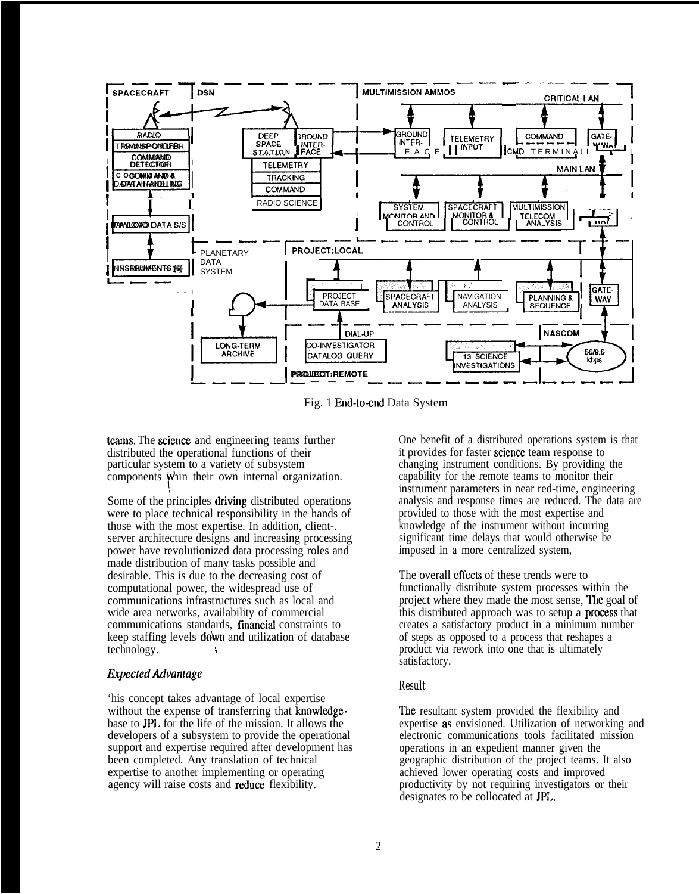Fig. 1 End-to-end Data System

teams. The science and engineering teams further distributed the operational functions of their particular system to a variety of subsystem components within their own internal organization.

Some of the principles driving distributed operations were to place technical responsibility in the hands of those with the most expertise. In addition, client-server architecture designs and increasing processing power have revolutionized data processing roles and made distribution of many tasks possible and desirable. This is due to the decreasing cost of computational power, the widespread use of communications infrastructures such as local and wide area networks, availability of commercial communications standards, financial constraints to keep staffing levels down and utilization of database technology.

### *Expected Advantage*

This concept takes advantage of local expertise without the expense of transferring that knowledge-base to JPL for the life of the mission. It allows the developers of a subsystem to provide the operational support and expertise required after development has been completed. Any translation of technical expertise to another implementing or operating agency will raise costs and reduce flexibility.

One benefit of a distributed operations system is that it provides for faster science team response to changing instrument conditions. By providing the capability for the remote teams to monitor their instrument parameters in near red-time, engineering analysis and response times are reduced. The data are provided to those with the most expertise and knowledge of the instrument without incurring significant time delays that would otherwise be imposed in a more centralized system,

The overall effects of these trends were to functionally distribute system processes within the project where they made the most sense, The goal of this distributed approach was to setup a process that creates a satisfactory product in a minimum number of steps as opposed to a process that reshapes a product via rework into one that is ultimately satisfactory.

### *Result*

The resultant system provided the flexibility and expertise as envisioned. Utilization of networking and electronic communications tools facilitated mission operations in an expedient manner given the geographic distribution of the project teams. It also achieved lower operating costs and improved productivity by not requiring investigators or their designates to be collocated at JPL.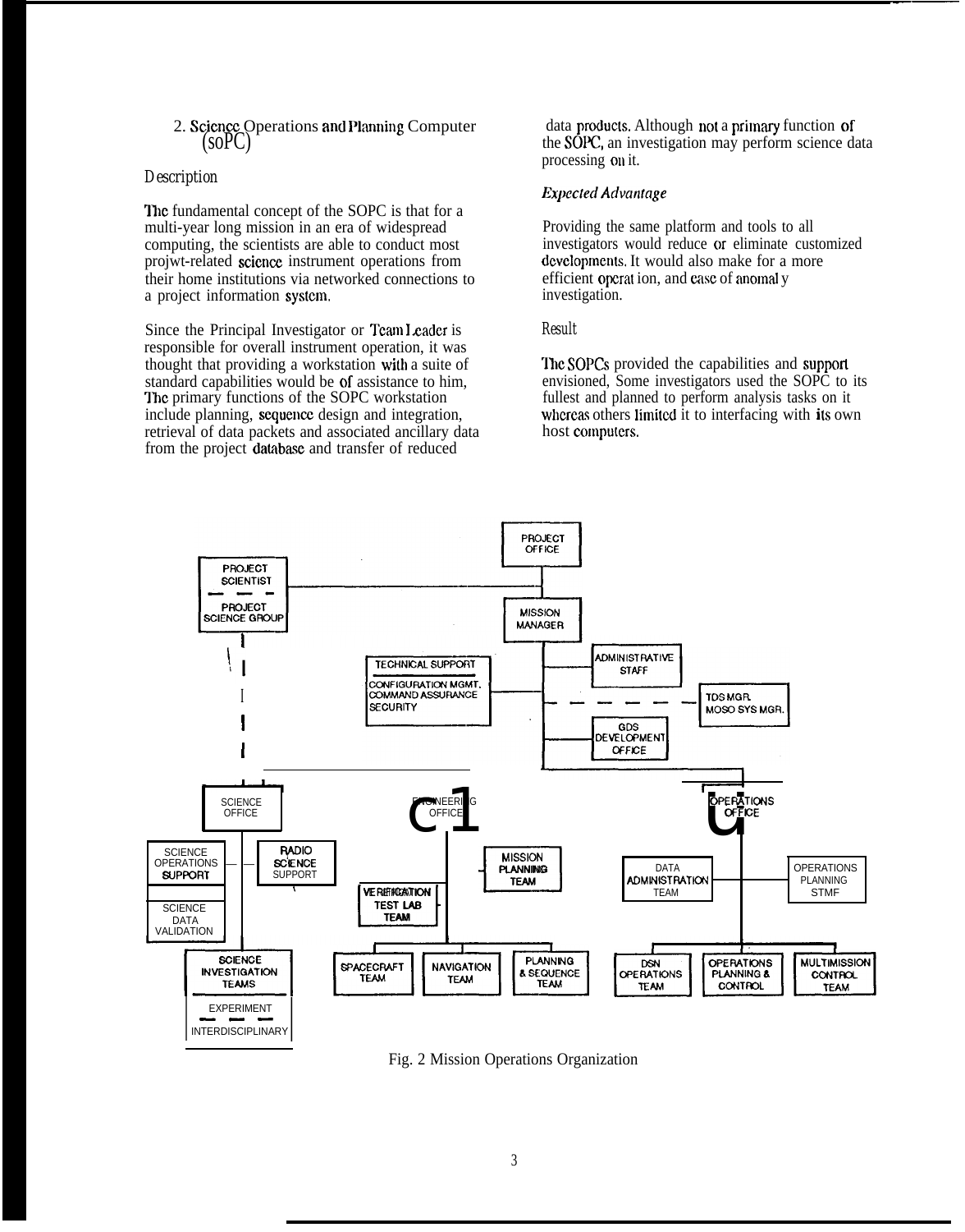## 2. Science Operations and Planning Computer (SOPC)

*Description*

The fundamental concept of the SOPC is that for a multi-year long mission in an era of widespread computing, the scientists are able to conduct most project-related science instrument operations from their home institutions via networked connections to a project information system.

Since the Principal Investigator or Team Leader is responsible for overall instrument operation, it was thought that providing a workstation with a suite of standard capabilities would be of assistance to him, The primary functions of the SOPC workstation include planning, sequence design and integration, retrieval of data packets and associated ancillary data from the project database and transfer of reduced data products. Although not a primary function of the SOPC, an investigation may perform science data processing on it.

***Expected Advantage***

Providing the same platform and tools to all investigators would reduce or eliminate customized developments. It would also make for a more efficient operation, and ease of anomaly investigation.

*Result*

The SOPCs provided the capabilities and support envisioned, Some investigators used the SOPC to its fullest and planned to perform analysis tasks on it whereas others limited it to interfacing with its own host computers.

PROJECT OFFICE

PROJECT SCIENTIST — PROJECT SCIENCE GROUP

MISSION MANAGER

TECHNICAL SUPPORT: CONFIGURATION MGMT. COMMAND ASSURANCE SECURITY

ADMINISTRATIVE STAFF

TDS MGR. MOSO SYS MGR.

GDS DEVELOPMENT OFFICE

SCIENCE OFFICE

SCIENCE OPERATIONS SUPPORT

SCIENCE DATA VALIDATION

RADIO SCIENCE SUPPORT

SCIENCE INVESTIGATION TEAMS: EXPERIMENT — INTERDISCIPLINARY

ENGINEERING OFFICE

MISSION PLANNING TEAM

VERIFICATION TEST LAB TEAM

SPACECRAFT TEAM

NAVIGATION TEAM

PLANNING & SEQUENCE TEAM

OPERATIONS OFFICE

DATA ADMINISTRATION TEAM

OPERATIONS PLANNING STMF

DSN OPERATIONS TEAM

OPERATIONS PLANNING & CONTROL

MULTIMISSION CONTROL TEAM

Fig. 2 Mission Operations Organization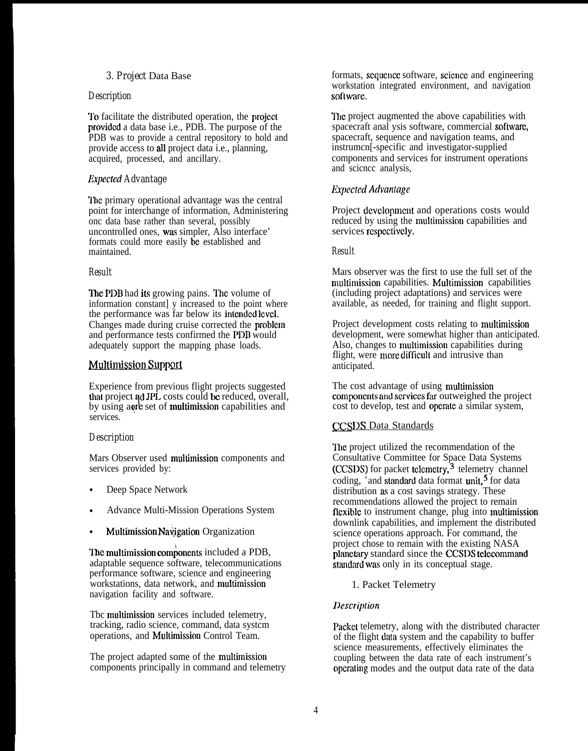3. Project Data Base

*Description*

To facilitate the distributed operation, the project provided a data base i.e., PDB. The purpose of the PDB was to provide a central repository to hold and provide access to all project data i.e., planning, acquired, processed, and ancillary.

*Expected Advantage*

The primary operational advantage was the central point for interchange of information, Administering one data base rather than several, possibly uncontrolled ones, was simpler, Also interface' formats could more easily be established and maintained.

*Result*

The PDB had its growing pains. The volume of information constant] y increased to the point where the performance was far below its intended level. Changes made during cruise corrected the problem and performance tests confirmed the PDB would adequately support the mapping phase loads.

## Multimission Support

Experience from previous flight projects suggested that project ad JPL costs could be reduced, overall, by using a core set of multimission capabilities and services.

*Description*

Mars Observer used multimission components and services provided by:

- Deep Space Network
- Advance Multi-Mission Operations System
- Multimission Navigation Organization

The multimission components included a PDB, adaptable sequence software, telecommunications performance software, science and engineering workstations, data network, and multimission navigation facility and software.

Tbc multimission services included telemetry, tracking, radio science, command, data systcm operations, and Multimission Control Team.

The project adapted some of the multimission components principally in command and telemetry formats, sequence software, science and engineering workstation integrated environment, and navigation software.

The project augmented the above capabilities with spacecraft anal ysis software, commercial software, spacecraft, sequence and navigation teams, and instrumcn[-specific and investigator-supplied components and services for instrument operations and scicncc analysis,

*Expected Advantage*

Project development and operations costs would reduced by using the multimission capabilities and services respectively.

*Result*

Mars observer was the first to use the full set of the multimission capabilities. Multimission capabilities (including project adaptations) and services were available, as needed, for training and flight support.

Project development costs relating to multimission development, were somewhat higher than anticipated. Also, changes to multimission capabilities during flight, were more difficult and intrusive than anticipated.

The cost advantage of using multimission components and services far outweighed the project cost to develop, test and operate a similar system,

## CCSDS Data Standards

The project utilized the recommendation of the Consultative Committee for Space Data Systems (CCSDS) for packet telemetry,[3] telemetry channel coding, [4] and standard data format unit,[5] for data distribution as a cost savings strategy. These recommendations allowed the project to remain flexible to instrument change, plug into multimission downlink capabilities, and implement the distributed science operations approach. For command, the project chose to remain with the existing NASA planetary standard since the CCSDS telecommand standard was only in its conceptual stage.

1. Packet Telemetry

*Description*

Packet telemetry, along with the distributed character of the flight data system and the capability to buffer science measurements, effectively eliminates the coupling between the data rate of each instrument's operating modes and the output data rate of the data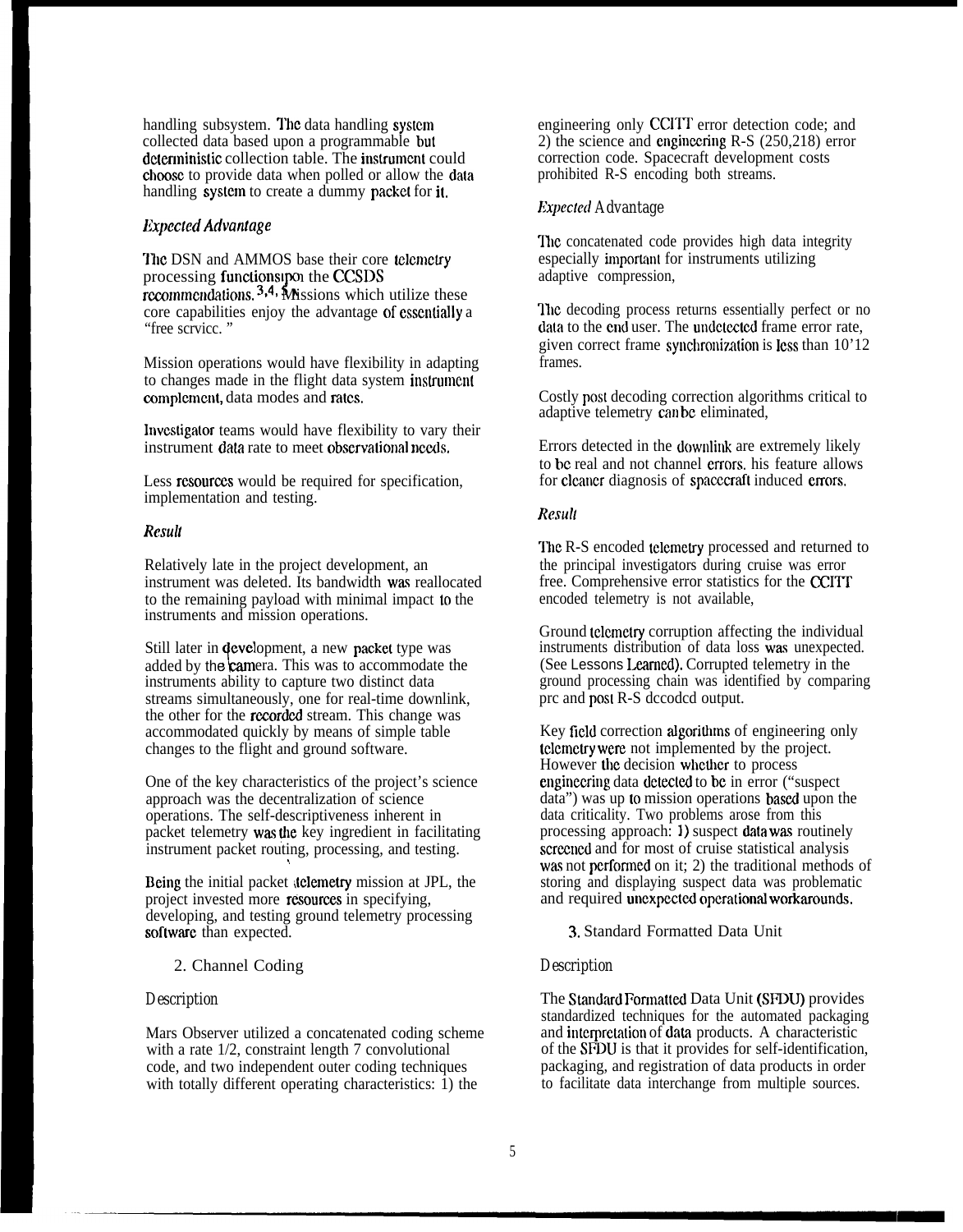handling subsystem. The data handling system collected data based upon a programmable but deterministic collection table. The instrument could choose to provide data when polled or allow the data handling system to create a dummy packet for it.

*Expected Advantage*

The DSN and AMMOS base their core telemetry processing functions upon the CCSDS recommendations.[3,4,5] Missions which utilize these core capabilities enjoy the advantage of essentially a "free service."

Mission operations would have flexibility in adapting to changes made in the flight data system instrument complement, data modes and rates.

Investigator teams would have flexibility to vary their instrument data rate to meet observational needs.

Less resources would be required for specification, implementation and testing.

*Result*

Relatively late in the project development, an instrument was deleted. Its bandwidth was reallocated to the remaining payload with minimal impact to the instruments and mission operations.

Still later in development, a new packet type was added by the camera. This was to accommodate the instruments ability to capture two distinct data streams simultaneously, one for real-time downlink, the other for the recorded stream. This change was accommodated quickly by means of simple table changes to the flight and ground software.

One of the key characteristics of the project's science approach was the decentralization of science operations. The self-descriptiveness inherent in packet telemetry was the key ingredient in facilitating instrument packet routing, processing, and testing.

Being the initial packet telemetry mission at JPL, the project invested more resources in specifying, developing, and testing ground telemetry processing software than expected.

## 2. Channel Coding

*Description*

Mars Observer utilized a concatenated coding scheme with a rate 1/2, constraint length 7 convolutional code, and two independent outer coding techniques with totally different operating characteristics: 1) the engineering only CCITT error detection code; and 2) the science and engineering R-S (250,218) error correction code. Spacecraft development costs prohibited R-S encoding both streams.

*Expected Advantage*

The concatenated code provides high data integrity especially important for instruments utilizing adaptive compression,

The decoding process returns essentially perfect or no data to the end user. The undetected frame error rate, given correct frame synchronization is less than 10'12 frames.

Costly post decoding correction algorithms critical to adaptive telemetry can be eliminated,

Errors detected in the downlink are extremely likely to be real and not channel errors. his feature allows for cleaner diagnosis of spacecraft induced errors.

*Result*

The R-S encoded telemetry processed and returned to the principal investigators during cruise was error free. Comprehensive error statistics for the CCITT encoded telemetry is not available,

Ground telemetry corruption affecting the individual instruments distribution of data loss was unexpected. (See Lessons Learned). Corrupted telemetry in the ground processing chain was identified by comparing pre and post R-S decoded output.

Key field correction algorithms of engineering only telemetry were not implemented by the project. However the decision whether to process engineering data detected to be in error ("suspect data") was up to mission operations based upon the data criticality. Two problems arose from this processing approach: 1) suspect data was routinely screened and for most of cruise statistical analysis was not performed on it; 2) the traditional methods of storing and displaying suspect data was problematic and required unexpected operational workarounds.

## 3. Standard Formatted Data Unit

*Description*

The Standard Formatted Data Unit (SFDU) provides standardized techniques for the automated packaging and interpretation of data products. A characteristic of the SFDU is that it provides for self-identification, packaging, and registration of data products in order to facilitate data interchange from multiple sources.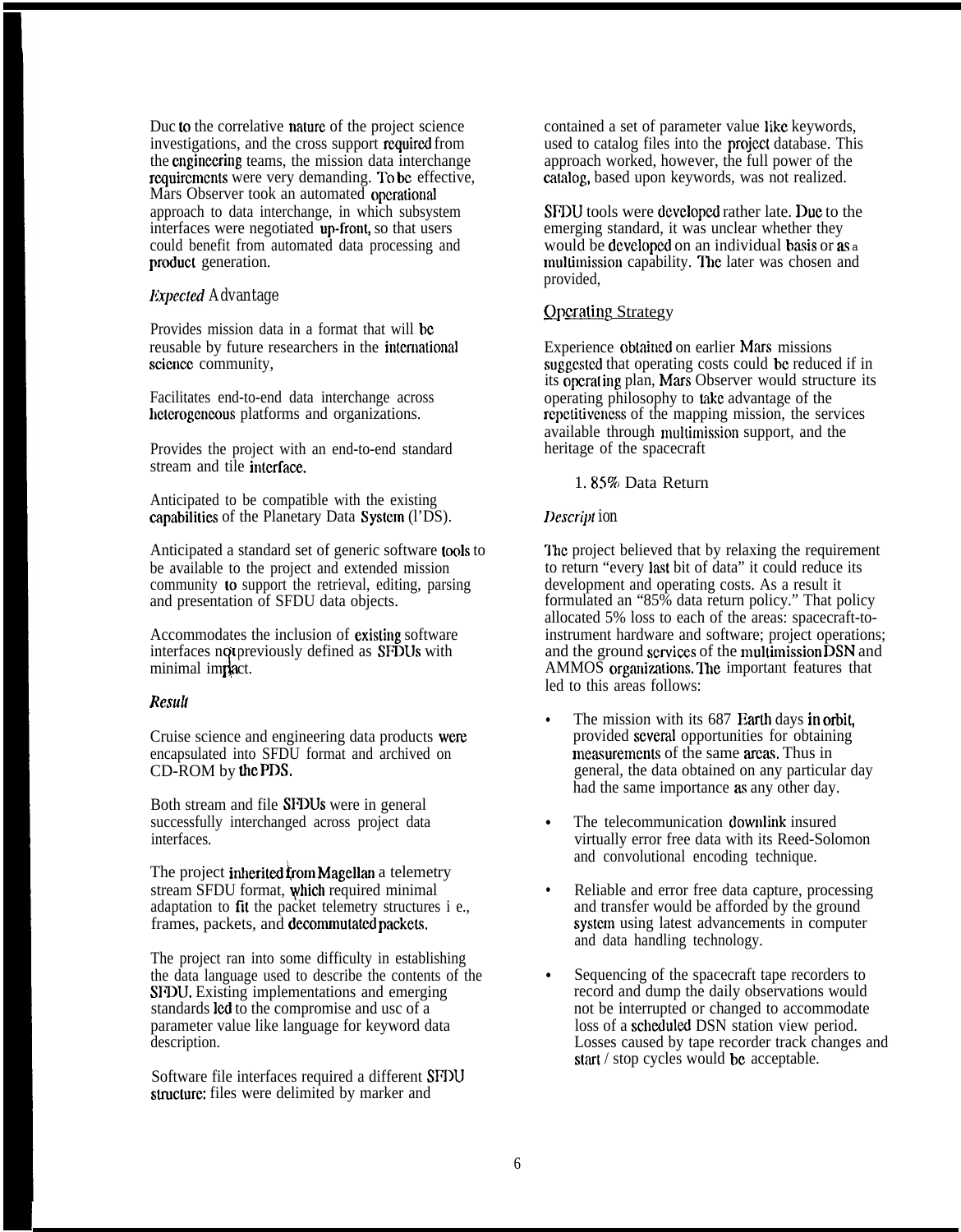Duc to the correlative nature of the project science investigations, and the cross support required from the engineering teams, the mission data interchange requirements were very demanding. To be effective, Mars Observer took an automated operational approach to data interchange, in which subsystem interfaces were negotiated up-front, so that users could benefit from automated data processing and product generation.

*Expected* Advantage

Provides mission data in a format that will be reusable by future researchers in the international science community,

Facilitates end-to-end data interchange across heterogeneous platforms and organizations.

Provides the project with an end-to-end standard stream and tile interface.

Anticipated to be compatible with the existing capabilities of the Planetary Data System (l'DS).

Anticipated a standard set of generic software tools to be available to the project and extended mission community to support the retrieval, editing, parsing and presentation of SFDU data objects.

Accommodates the inclusion of existing software interfaces not previously defined as SFDUs with minimal impact.

***Result***

Cruise science and engineering data products were encapsulated into SFDU format and archived on CD-ROM by the PDS.

Both stream and file SFDUs were in general successfully interchanged across project data interfaces.

The project inherited from Magellan a telemetry stream SFDU format, which required minimal adaptation to fit the packet telemetry structures i e., frames, packets, and decommutated packets.

The project ran into some difficulty in establishing the data language used to describe the contents of the SFDU. Existing implementations and emerging standards led to the compromise and usc of a parameter value like language for keyword data description.

Software file interfaces required a different SFDU structure: files were delimited by marker and contained a set of parameter value like keywords, used to catalog files into the project database. This approach worked, however, the full power of the catalog, based upon keywords, was not realized.

SFDU tools were developed rather late. Due to the emerging standard, it was unclear whether they would be developed on an individual basis or as a multimission capability. The later was chosen and provided,

## Operating Strategy

Experience obtained on earlier Mars missions suggested that operating costs could be reduced if in its operating plan, Mars Observer would structure its operating philosophy to take advantage of the repetitiveness of the mapping mission, the services available through multimission support, and the heritage of the spacecraft

1. 85% Data Return

*Description*

The project believed that by relaxing the requirement to return "every last bit of data" it could reduce its development and operating costs. As a result it formulated an "85% data return policy." That policy allocated 5% loss to each of the areas: spacecraft-to-instrument hardware and software; project operations; and the ground services of the multimission DSN and AMMOS organizations. The important features that led to this areas follows:

- The mission with its 687 Earth days in orbit, provided several opportunities for obtaining measurements of the same areas. Thus in general, the data obtained on any particular day had the same importance as any other day.
- The telecommunication downlink insured virtually error free data with its Reed-Solomon and convolutional encoding technique.
- Reliable and error free data capture, processing and transfer would be afforded by the ground system using latest advancements in computer and data handling technology.
- Sequencing of the spacecraft tape recorders to record and dump the daily observations would not be interrupted or changed to accommodate loss of a scheduled DSN station view period. Losses caused by tape recorder track changes and start / stop cycles would be acceptable.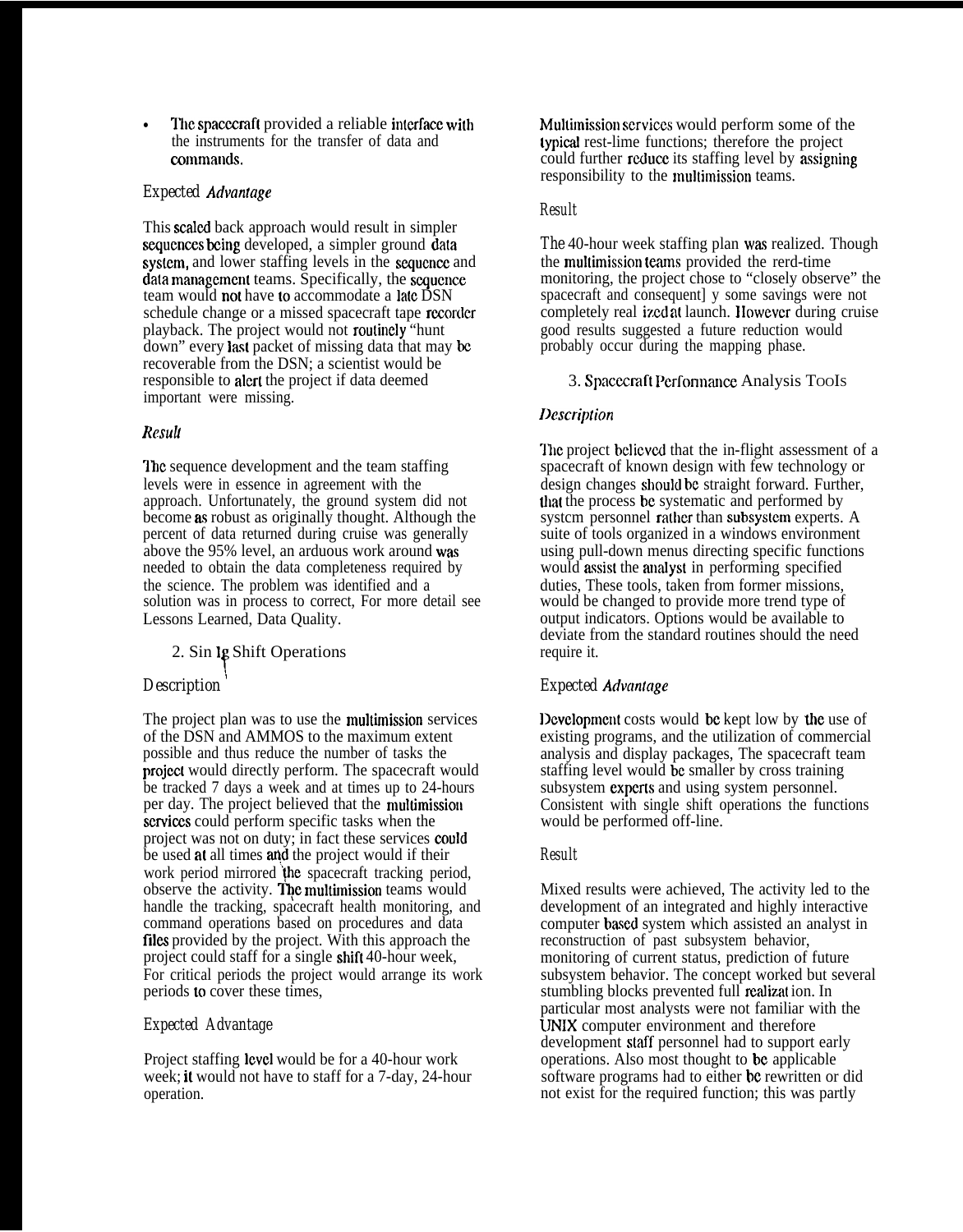- The spacecraft provided a reliable interface with the instruments for the transfer of data and commands.

#### Expected *Advantage*

This scaled back approach would result in simpler sequences being developed, a simpler ground data system, and lower staffing levels in the sequence and data management teams. Specifically, the sequence team would not have to accommodate a late DSN schedule change or a missed spacecraft tape recorder playback. The project would not routinely "hunt down" every last packet of missing data that may be recoverable from the DSN; a scientist would be responsible to alert the project if data deemed important were missing.

#### *Result*

The sequence development and the team staffing levels were in essence in agreement with the approach. Unfortunately, the ground system did not become as robust as originally thought. Although the percent of data returned during cruise was generally above the 95% level, an arduous work around was needed to obtain the data completeness required by the science. The problem was identified and a solution was in process to correct, For more detail see Lessons Learned, Data Quality.

### 2. Single Shift Operations

#### Description

The project plan was to use the multimission services of the DSN and AMMOS to the maximum extent possible and thus reduce the number of tasks the project would directly perform. The spacecraft would be tracked 7 days a week and at times up to 24-hours per day. The project believed that the multimission services could perform specific tasks when the project was not on duty; in fact these services could be used at all times and the project would if their work period mirrored the spacecraft tracking period, observe the activity. The multimission teams would handle the tracking, spacecraft health monitoring, and command operations based on procedures and data files provided by the project. With this approach the project could staff for a single shift 40-hour week, For critical periods the project would arrange its work periods to cover these times,

#### Expected Advantage

Project staffing level would be for a 40-hour work week; it would not have to staff for a 7-day, 24-hour operation.

Multimission services would perform some of the typical rest-lime functions; therefore the project could further reduce its staffing level by assigning responsibility to the multimission teams.

#### Result

The 40-hour week staffing plan was realized. Though the multimission teams provided the rerd-time monitoring, the project chose to "closely observe" the spacecraft and consequent] y some savings were not completely real izedat launch. However during cruise good results suggested a future reduction would probably occur during the mapping phase.

### 3. Spacecraft Performance Analysis Tools

#### *Description*

The project believed that the in-flight assessment of a spacecraft of known design with few technology or design changes should be straight forward. Further, that the process be systematic and performed by systcm personnel rather than subsystem experts. A suite of tools organized in a windows environment using pull-down menus directing specific functions would assist the analyst in performing specified duties, These tools, taken from former missions, would be changed to provide more trend type of output indicators. Options would be available to deviate from the standard routines should the need require it.

#### Expected *Advantage*

Development costs would be kept low by the use of existing programs, and the utilization of commercial analysis and display packages, The spacecraft team staffing level would be smaller by cross training subsystem experts and using system personnel. Consistent with single shift operations the functions would be performed off-line.

#### Result

Mixed results were achieved, The activity led to the development of an integrated and highly interactive computer based system which assisted an analyst in reconstruction of past subsystem behavior, monitoring of current status, prediction of future subsystem behavior. The concept worked but several stumbling blocks prevented full realizat ion. In particular most analysts were not familiar with the UNIX computer environment and therefore development staff personnel had to support early operations. Also most thought to be applicable software programs had to either be rewritten or did not exist for the required function; this was partly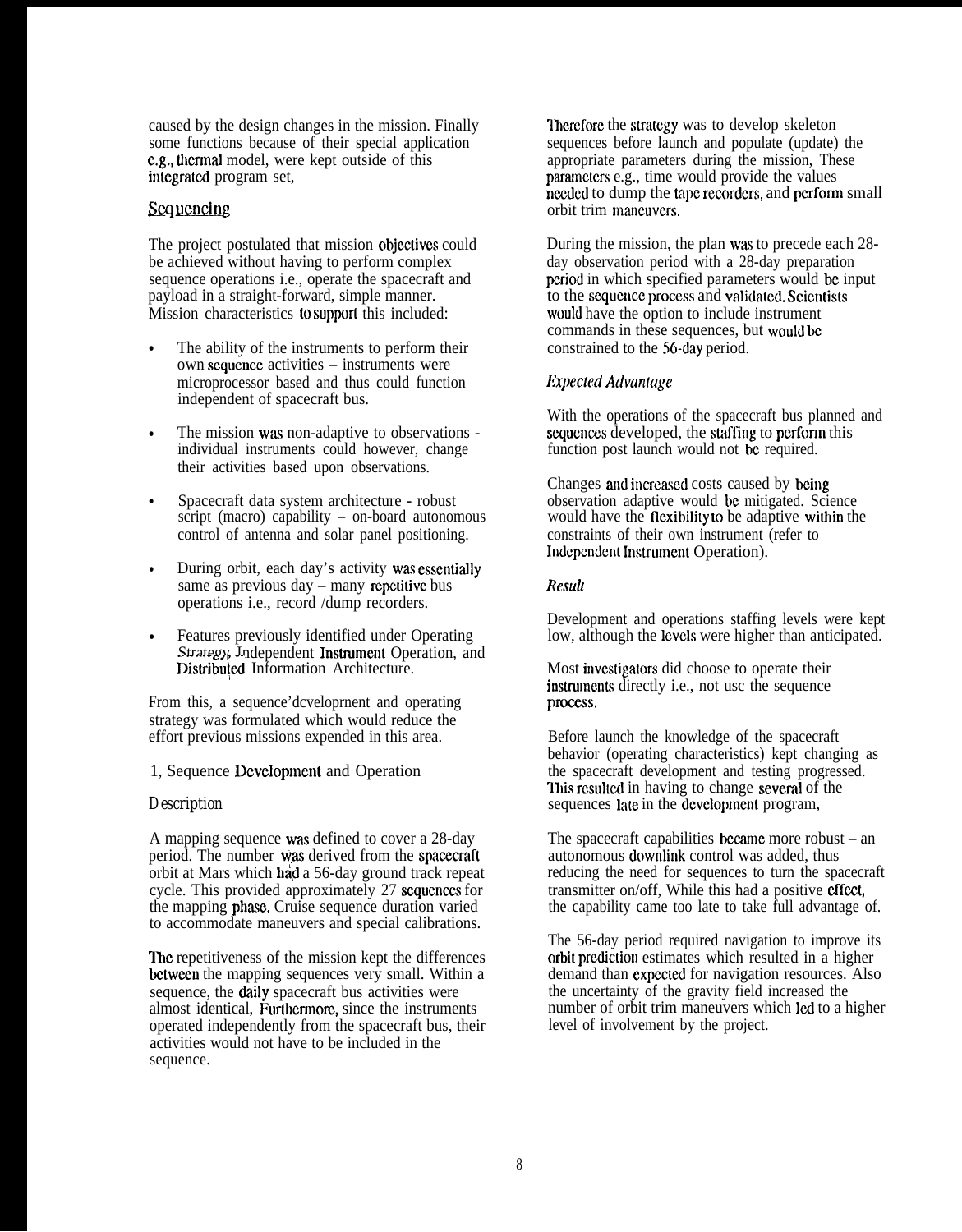caused by the design changes in the mission. Finally some functions because of their special application e.g., thermal model, were kept outside of this integrated program set,

## Sequencing

The project postulated that mission objectives could be achieved without having to perform complex sequence operations i.e., operate the spacecraft and payload in a straight-forward, simple manner. Mission characteristics to support this included:

- The ability of the instruments to perform their own sequence activities – instruments were microprocessor based and thus could function independent of spacecraft bus.
- The mission was non-adaptive to observations - individual instruments could however, change their activities based upon observations.
- Spacecraft data system architecture - robust script (macro) capability – on-board autonomous control of antenna and solar panel positioning.
- During orbit, each day's activity was essentially same as previous day – many repetitive bus operations i.e., record /dump recorders.
- Features previously identified under Operating *Strategy*, Independent Instrument Operation, and Distributed Information Architecture.

From this, a sequence development and operating strategy was formulated which would reduce the effort previous missions expended in this area.

### 1, Sequence Development and Operation

*Description*

A mapping sequence was defined to cover a 28-day period. The number was derived from the spacecraft orbit at Mars which had a 56-day ground track repeat cycle. This provided approximately 27 sequences for the mapping phase. Cruise sequence duration varied to accommodate maneuvers and special calibrations.

The repetitiveness of the mission kept the differences between the mapping sequences very small. Within a sequence, the daily spacecraft bus activities were almost identical, Furthermore, since the instruments operated independently from the spacecraft bus, their activities would not have to be included in the sequence.

Therefore the strategy was to develop skeleton sequences before launch and populate (update) the appropriate parameters during the mission, These parameters e.g., time would provide the values needed to dump the tape recorders, and perform small orbit trim maneuvers.

During the mission, the plan was to precede each 28-day observation period with a 28-day preparation period in which specified parameters would be input to the sequence process and validated. Scientists would have the option to include instrument commands in these sequences, but would be constrained to the 56-day period.

*Expected Advantage*

With the operations of the spacecraft bus planned and sequences developed, the staffing to perform this function post launch would not be required.

Changes and increased costs caused by being observation adaptive would be mitigated. Science would have the flexibility to be adaptive within the constraints of their own instrument (refer to Independent Instrument Operation).

*Result*

Development and operations staffing levels were kept low, although the levels were higher than anticipated.

Most investigators did choose to operate their instruments directly i.e., not use the sequence process.

Before launch the knowledge of the spacecraft behavior (operating characteristics) kept changing as the spacecraft development and testing progressed. This resulted in having to change several of the sequences late in the development program,

The spacecraft capabilities became more robust – an autonomous downlink control was added, thus reducing the need for sequences to turn the spacecraft transmitter on/off, While this had a positive effect, the capability came too late to take full advantage of.

The 56-day period required navigation to improve its orbit prediction estimates which resulted in a higher demand than expected for navigation resources. Also the uncertainty of the gravity field increased the number of orbit trim maneuvers which led to a higher level of involvement by the project.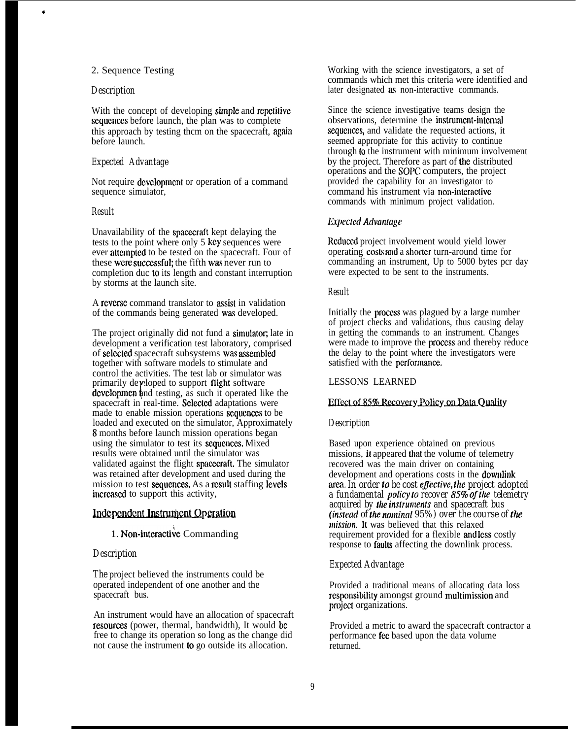2. Sequence Testing

*Description*

With the concept of developing simple and repetitive sequences before launch, the plan was to complete this approach by testing them on the spacecraft, again before launch.

*Expected Advantage*

Not require development or operation of a command sequence simulator,

*Result*

Unavailability of the spacecraft kept delaying the tests to the point where only 5 key sequences were ever attempted to be tested on the spacecraft. Four of these were successful; the fifth was never run to completion due to its length and constant interruption by storms at the launch site.

A reverse command translator to assist in validation of the commands being generated was developed.

The project originally did not fund a simulator; late in development a verification test laboratory, comprised of selected spacecraft subsystems was assembled together with software models to stimulate and control the activities. The test lab or simulator was primarily developed to support flight software development and testing, as such it operated like the spacecraft in real-time. Selected adaptations were made to enable mission operations sequences to be loaded and executed on the simulator, Approximately 8 months before launch mission operations began using the simulator to test its sequences. Mixed results were obtained until the simulator was validated against the flight spacecraft. The simulator was retained after development and used during the mission to test sequences. As a result staffing levels increased to support this activity,

## Independent Instrument Operation

1. Non-interactive Commanding

*Description*

The project believed the instruments could be operated independent of one another and the spacecraft bus.

An instrument would have an allocation of spacecraft resources (power, thermal, bandwidth), It would be free to change its operation so long as the change did not cause the instrument to go outside its allocation. Working with the science investigators, a set of commands which met this criteria were identified and later designated as non-interactive commands.

Since the science investigative teams design the observations, determine the instrument-internal sequences, and validate the requested actions, it seemed appropriate for this activity to continue through to the instrument with minimum involvement by the project. Therefore as part of the distributed operations and the SOPC computers, the project provided the capability for an investigator to command his instrument via non-interactive commands with minimum project validation.

*Expected Advantage*

Reduced project involvement would yield lower operating costs and a shorter turn-around time for commanding an instrument, Up to 5000 bytes per day were expected to be sent to the instruments.

*Result*

Initially the process was plagued by a large number of project checks and validations, thus causing delay in getting the commands to an instrument. Changes were made to improve the process and thereby reduce the delay to the point where the investigators were satisfied with the performance.

## LESSONS LEARNED

### Effect of 85% Recovery Policy on Data Quality

*Description*

Based upon experience obtained on previous missions, it appeared that the volume of telemetry recovered was the main driver on containing development and operations costs in the downlink area. In order *to* be cost *effective, the* project adopted a fundamental *policy to* recover *85% of the* telemetry acquired by *the instruments* and spacecraft bus *(instead* of *the nominal* 95%) over the course of *the mission.* It was believed that this relaxed requirement provided for a flexible and less costly response to faults affecting the downlink process.

*Expected Advantage*

Provided a traditional means of allocating data loss responsibility amongst ground multimission and project organizations.

Provided a metric to award the spacecraft contractor a performance fee based upon the data volume returned.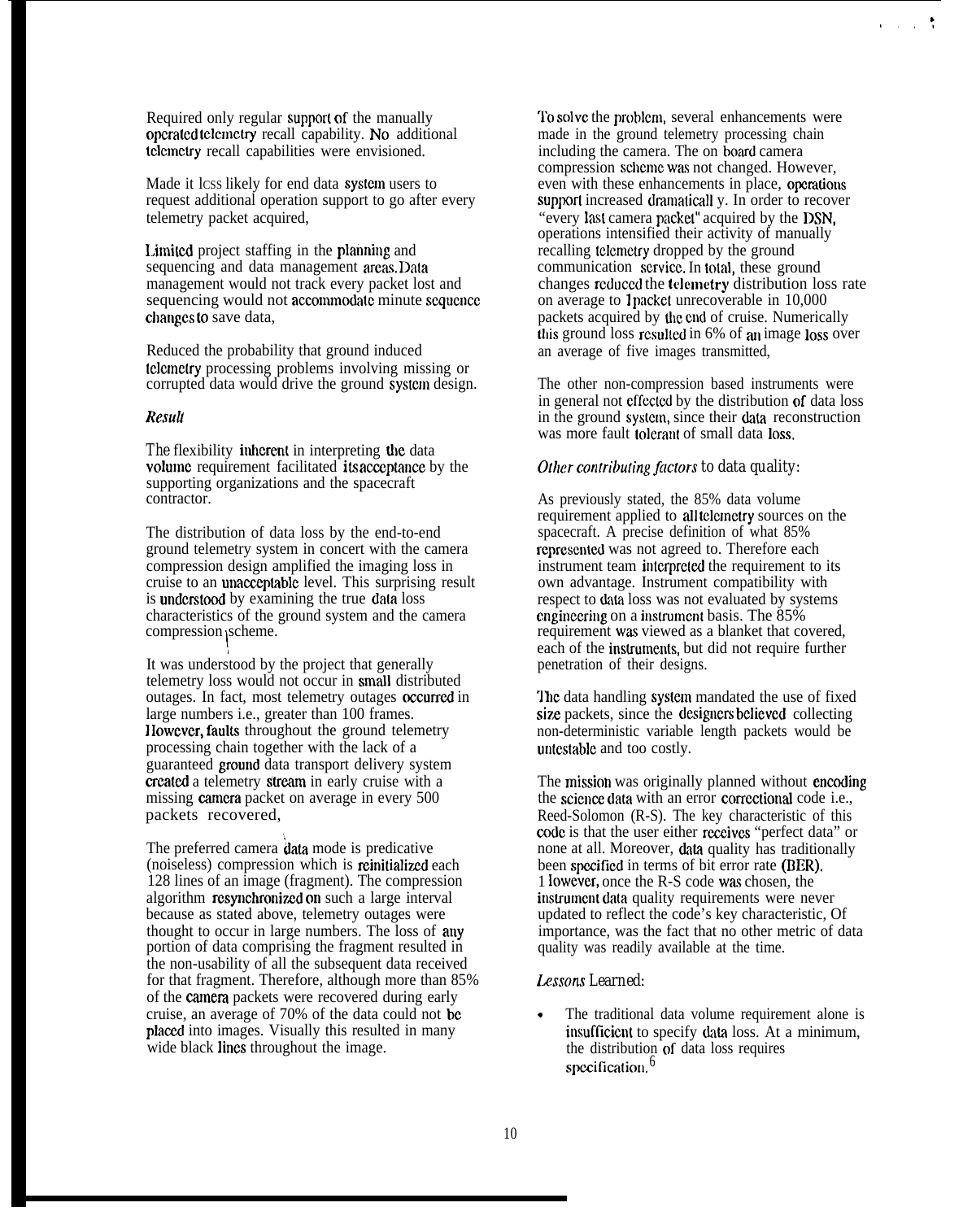Required only regular support of the manually operated telemetry recall capability. No additional telemetry recall capabilities were envisioned.

Made it less likely for end data system users to request additional operation support to go after every telemetry packet acquired,

Limited project staffing in the planning and sequencing and data management areas. Data management would not track every packet lost and sequencing would not accommodate minute sequence changes to save data,

Reduced the probability that ground induced telemetry processing problems involving missing or corrupted data would drive the ground system design.

### *Result*

The flexibility inherent in interpreting the data volume requirement facilitated its acceptance by the supporting organizations and the spacecraft contractor.

The distribution of data loss by the end-to-end ground telemetry system in concert with the camera compression design amplified the imaging loss in cruise to an unacceptable level. This surprising result is understood by examining the true data loss characteristics of the ground system and the camera compression scheme.

It was understood by the project that generally telemetry loss would not occur in small distributed outages. In fact, most telemetry outages occurred in large numbers i.e., greater than 100 frames. However, faults throughout the ground telemetry processing chain together with the lack of a guaranteed ground data transport delivery system created a telemetry stream in early cruise with a missing camera packet on average in every 500 packets recovered,

The preferred camera data mode is predicative (noiseless) compression which is reinitialized each 128 lines of an image (fragment). The compression algorithm resynchronized on such a large interval because as stated above, telemetry outages were thought to occur in large numbers. The loss of any portion of data comprising the fragment resulted in the non-usability of all the subsequent data received for that fragment. Therefore, although more than 85% of the camera packets were recovered during early cruise, an average of 70% of the data could not be placed into images. Visually this resulted in many wide black lines throughout the image.

To solve the problem, several enhancements were made in the ground telemetry processing chain including the camera. The on board camera compression scheme was not changed. However, even with these enhancements in place, operations support increased dramaticall y. In order to recover "every last camera packet" acquired by the DSN, operations intensified their activity of manually recalling telemetry dropped by the ground communication service. In total, these ground changes reduced the telemetry distribution loss rate on average to 1 packet unrecoverable in 10,000 packets acquired by the end of cruise. Numerically this ground loss resulted in 6% of an image loss over an average of five images transmitted,

The other non-compression based instruments were in general not effected by the distribution of data loss in the ground system, since their data reconstruction was more fault tolerant of small data loss.

### *Other contributing factors* to data quality:

As previously stated, the 85% data volume requirement applied to all telemetry sources on the spacecraft. A precise definition of what 85% represented was not agreed to. Therefore each instrument team interpreted the requirement to its own advantage. Instrument compatibility with respect to data loss was not evaluated by systems engineering on a instrument basis. The 85% requirement was viewed as a blanket that covered, each of the instruments, but did not require further penetration of their designs.

The data handling system mandated the use of fixed size packets, since the designers believed collecting non-deterministic variable length packets would be untestable and too costly.

The mission was originally planned without encoding the science data with an error correctional code i.e., Reed-Solomon (R-S). The key characteristic of this code is that the user either receives "perfect data" or none at all. Moreover, data quality has traditionally been specified in terms of bit error rate (BER). However, once the R-S code was chosen, the instrument data quality requirements were never updated to reflect the code's key characteristic, Of importance, was the fact that no other metric of data quality was readily available at the time.

### *Lessons* Learned:

- The traditional data volume requirement alone is insufficient to specify data loss. At a minimum, the distribution of data loss requires specification.[6]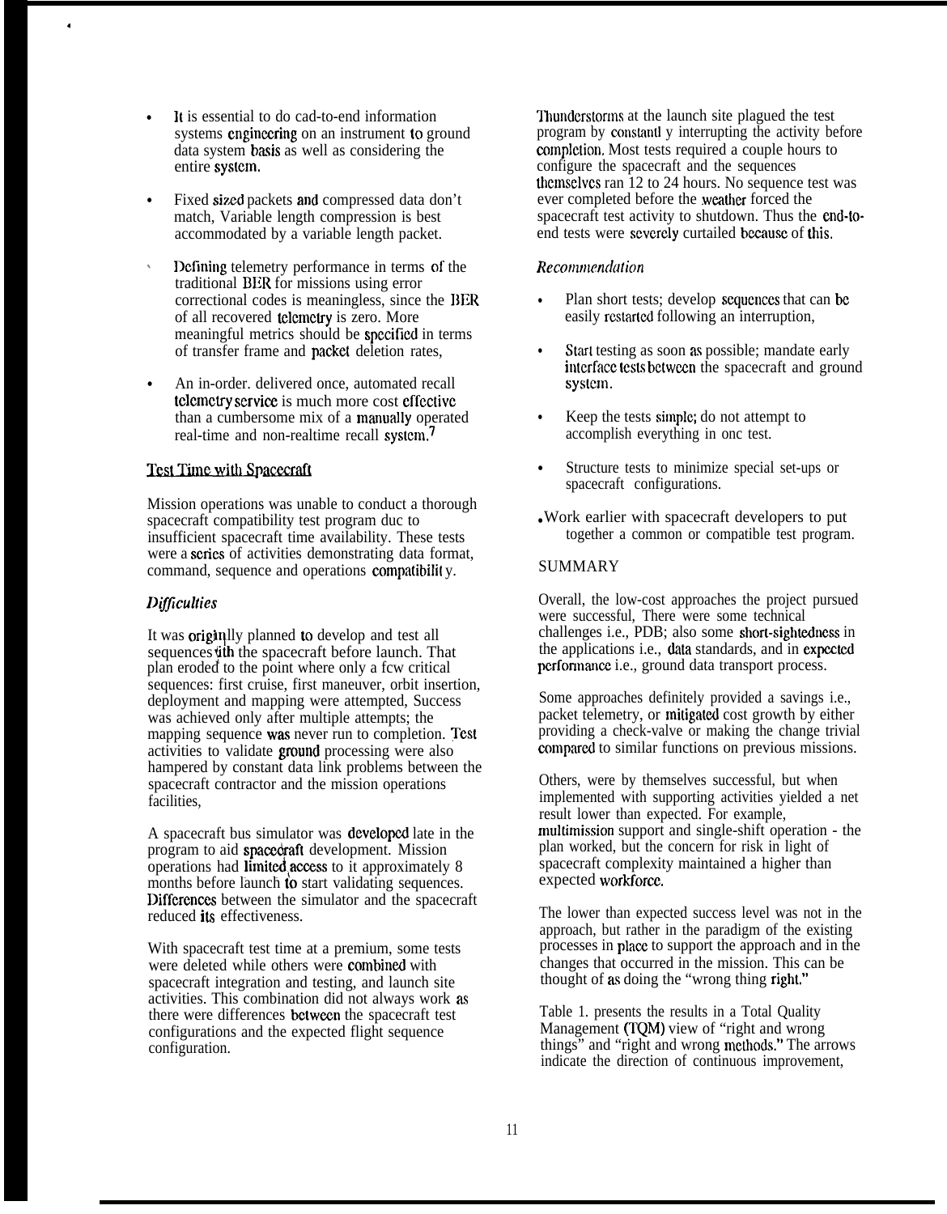- It is essential to do end-to-end information systems engineering on an instrument to ground data system basis as well as considering the entire system.

- Fixed sized packets and compressed data don't match, Variable length compression is best accommodated by a variable length packet.

- Defining telemetry performance in terms of the traditional BER for missions using error correctional codes is meaningless, since the BER of all recovered telemetry is zero. More meaningful metrics should be specified in terms of transfer frame and packet deletion rates,

- An in-order. delivered once, automated recall telemetry service is much more cost effective than a cumbersome mix of a manually operated real-time and non-realtime recall system.[7]

## Test Time with Spacecraft

Mission operations was unable to conduct a thorough spacecraft compatibility test program due to insufficient spacecraft time availability. These tests were a series of activities demonstrating data format, command, sequence and operations compatibility.

### *Difficulties*

It was originally planned to develop and test all sequences with the spacecraft before launch. That plan eroded to the point where only a few critical sequences: first cruise, first maneuver, orbit insertion, deployment and mapping were attempted, Success was achieved only after multiple attempts; the mapping sequence was never run to completion. Test activities to validate ground processing were also hampered by constant data link problems between the spacecraft contractor and the mission operations facilities,

A spacecraft bus simulator was developed late in the program to aid spacecraft development. Mission operations had limited access to it approximately 8 months before launch to start validating sequences. Differences between the simulator and the spacecraft reduced its effectiveness.

With spacecraft test time at a premium, some tests were deleted while others were combined with spacecraft integration and testing, and launch site activities. This combination did not always work as there were differences between the spacecraft test configurations and the expected flight sequence configuration.

Thunderstorms at the launch site plagued the test program by constantly interrupting the activity before completion. Most tests required a couple hours to configure the spacecraft and the sequences themselves ran 12 to 24 hours. No sequence test was ever completed before the weather forced the spacecraft test activity to shutdown. Thus the end-to-end tests were severely curtailed because of this.

### *Recommendation*

- Plan short tests; develop sequences that can be easily restarted following an interruption,

- Start testing as soon as possible; mandate early interface tests between the spacecraft and ground system.

- Keep the tests simple; do not attempt to accomplish everything in one test.

- Structure tests to minimize special set-ups or spacecraft configurations.

- Work earlier with spacecraft developers to put together a common or compatible test program.

## SUMMARY

Overall, the low-cost approaches the project pursued were successful, There were some technical challenges i.e., PDB; also some short-sightedness in the applications i.e., data standards, and in expected performance i.e., ground data transport process.

Some approaches definitely provided a savings i.e., packet telemetry, or mitigated cost growth by either providing a check-valve or making the change trivial compared to similar functions on previous missions.

Others, were by themselves successful, but when implemented with supporting activities yielded a net result lower than expected. For example, multimission support and single-shift operation - the plan worked, but the concern for risk in light of spacecraft complexity maintained a higher than expected workforce.

The lower than expected success level was not in the approach, but rather in the paradigm of the existing processes in place to support the approach and in the changes that occurred in the mission. This can be thought of as doing the "wrong thing right."

Table 1. presents the results in a Total Quality Management (TQM) view of "right and wrong things" and "right and wrong methods." The arrows indicate the direction of continuous improvement,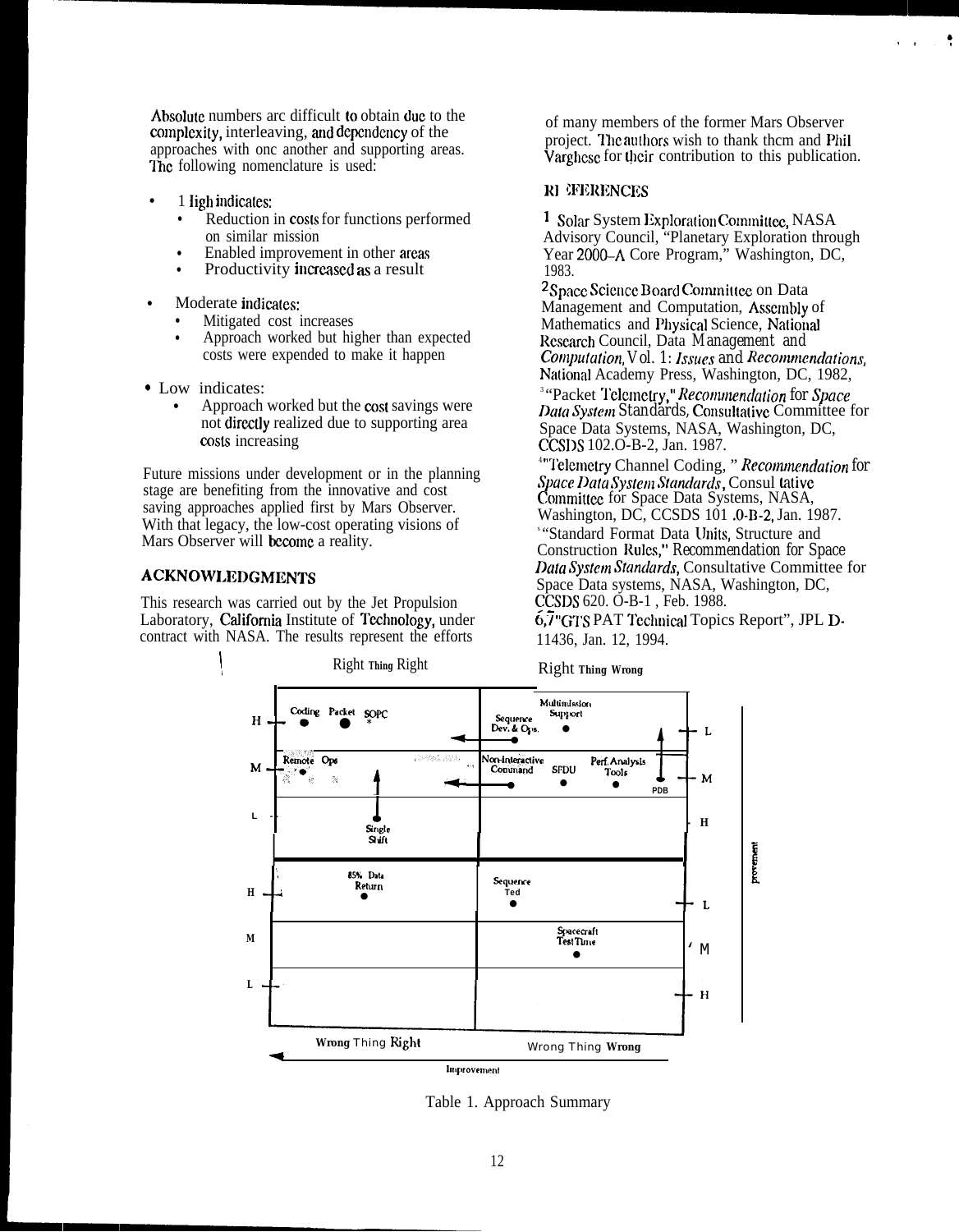Absolute numbers are difficult to obtain due to the complexity, interleaving, and dependency of the approaches with one another and supporting areas. The following nomenclature is used:

- High indicates:
  - Reduction in costs for functions performed on similar mission
  - Enabled improvement in other areas
  - Productivity increased as a result
- Moderate indicates:
  - Mitigated cost increases
  - Approach worked but higher than expected costs were expended to make it happen
- Low indicates:
  - Approach worked but the cost savings were not directly realized due to supporting area costs increasing

Future missions under development or in the planning stage are benefiting from the innovative and cost saving approaches applied first by Mars Observer. With that legacy, the low-cost operating visions of Mars Observer will become a reality.

## ACKNOWLEDGMENTS

This research was carried out by the Jet Propulsion Laboratory, California Institute of Technology, under contract with NASA. The results represent the efforts of many members of the former Mars Observer project. The authors wish to thank them and Phil Varghese for their contribution to this publication.

## REFERENCES

[1] Solar System Exploration Committee, NASA Advisory Council, "Planetary Exploration through Year 2000–A Core Program," Washington, DC, 1983.

[2] Space Science Board Committee on Data Management and Computation, Assembly of Mathematics and Physical Science, National Research Council, Data Management and *Computation*, Vol. 1: *Issues* and *Recommendations*, National Academy Press, Washington, DC, 1982,

[3] "Packet Telemetry," *Recommendation* for *Space Data System* Standards, Consultative Committee for Space Data Systems, NASA, Washington, DC, CCSDS 102.O-B-2, Jan. 1987.

[4] "Telemetry Channel Coding, " *Recommendation* for *Space Data System Standards*, Consultative Committee for Space Data Systems, NASA, Washington, DC, CCSDS 101 .0-B-2, Jan. 1987.

[5] "Standard Format Data Units, Structure and Construction Rules," Recommendation for Space *Data System Standards*, Consultative Committee for Space Data systems, NASA, Washington, DC, CCSDS 620. O-B-1 , Feb. 1988.

[6,7] "GTS PAT Technical Topics Report", JPL D-11436, Jan. 12, 1994.

Right Thing Right

Right Thing Wrong

Wrong Thing Right

Wrong Thing Wrong

H M L

L M H

H M L

L M H

Coding

Packet

SOPC

Remote Ops

Single Shift

Sequence Dev. & Ops.

Multimission Support

Non-Interactive Command

SFDU

Perf. Analysis Tools

PDB

85% Data Return

Sequence Ted

Spacecraft Test Time

Improvement

provement

Table 1. Approach Summary